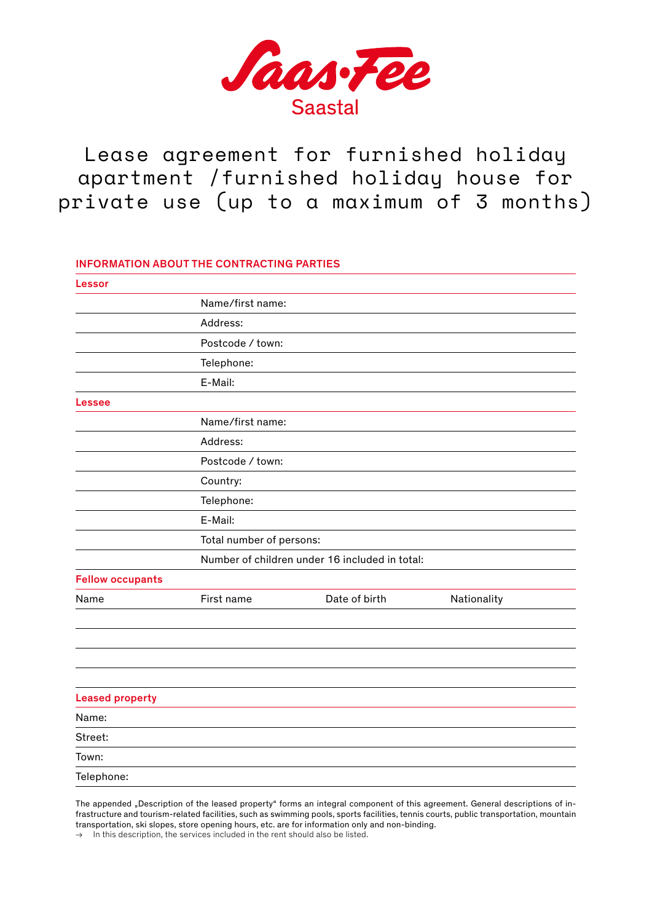Saas-Fee
Saastal

# Lease agreement for furnished holiday apartment /furnished holiday house for private use (up to a maximum of 3 months)

## INFORMATION ABOUT THE CONTRACTING PARTIES

**Lessor**

| | |
|---|---|
| | Name/first name: |
| | Address: |
| | Postcode / town: |
| | Telephone: |
| | E-Mail: |

**Lessee**

| | |
|---|---|
| | Name/first name: |
| | Address: |
| | Postcode / town: |
| | Country: |
| | Telephone: |
| | E-Mail: |
| | Total number of persons: |
| | Number of children under 16 included in total: |

**Fellow occupants**

| Name | First name | Date of birth | Nationality |
|---|---|---|---|
| | | | |
| | | | |
| | | | |
| | | | |

**Leased property**

Name:

Street:

Town:

Telephone:

The appended „Description of the leased property“ forms an integral component of this agreement. General descriptions of infrastructure and tourism-related facilities, such as swimming pools, sports facilities, tennis courts, public transportation, mountain transportation, ski slopes, store opening hours, etc. are for information only and non-binding.

→ In this description, the services included in the rent should also be listed.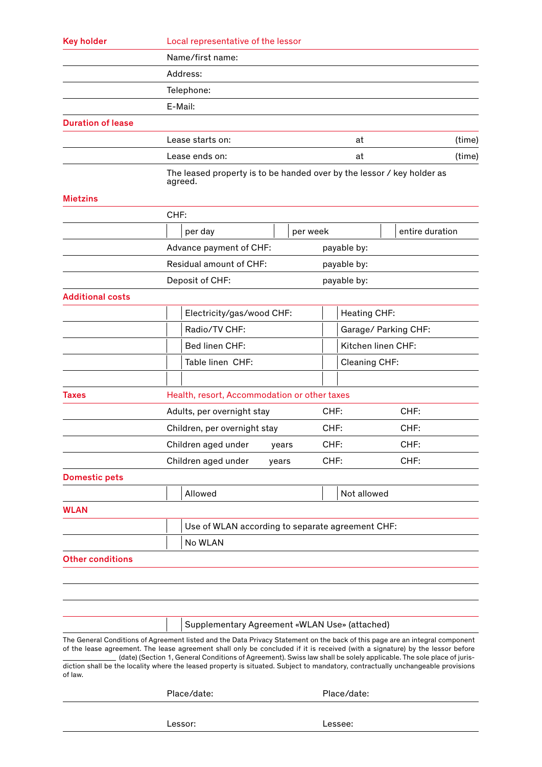| | |
|---|---|
| **Key holder** | **Local representative of the lessor** |
| | Name/first name: |
| | Address: |
| | Telephone: |
| | E-Mail: |

**Duration of lease**

| | | | |
|---|---|---|---|
| | Lease starts on: | at | (time) |
| | Lease ends on: | at | (time) |

The leased property is to be handed over by the lessor / key holder as agreed.

**Mietzins**

| | | | |
|---|---|---|---|
| | CHF: | | |
| | ☐ per day | ☐ per week | ☐ entire duration |
| | Advance payment of CHF: | payable by: | |
| | Residual amount of CHF: | payable by: | |
| | Deposit of CHF: | payable by: | |

**Additional costs**

| | | |
|---|---|---|
| | ☐ Electricity/gas/wood CHF: | ☐ Heating CHF: |
| | ☐ Radio/TV CHF: | ☐ Garage/ Parking CHF: |
| | ☐ Bed linen CHF: | ☐ Kitchen linen CHF: |
| | ☐ Table linen CHF: | ☐ Cleaning CHF: |
| | ☐ | ☐ |

| | | | |
|---|---|---|---|
| **Taxes** | **Health, resort, Accommodation or other taxes** | | |
| | Adults, per overnight stay | CHF: | CHF: |
| | Children, per overnight stay | CHF: | CHF: |
| | Children aged under years | CHF: | CHF: |
| | Children aged under years | CHF: | CHF: |

**Domestic pets**

| | | |
|---|---|---|
| | ☐ Allowed | ☐ Not allowed |

**WLAN**

| | |
|---|---|
| | ☐ Use of WLAN according to separate agreement CHF: |
| | ☐ No WLAN |

**Other conditions**

☐ Supplementary Agreement «WLAN Use» (attached)

The General Conditions of Agreement listed and the Data Privacy Statement on the back of this page are an integral component of the lease agreement. The lease agreement shall only be concluded if it is received (with a signature) by the lessor before ______________ (date) (Section 1, General Conditions of Agreement). Swiss law shall be solely applicable. The sole place of jurisdiction shall be the locality where the leased property is situated. Subject to mandatory, contractually unchangeable provisions of law.

| | |
|---|---|
| Place/date: | Place/date: |
| Lessor: | Lessee: |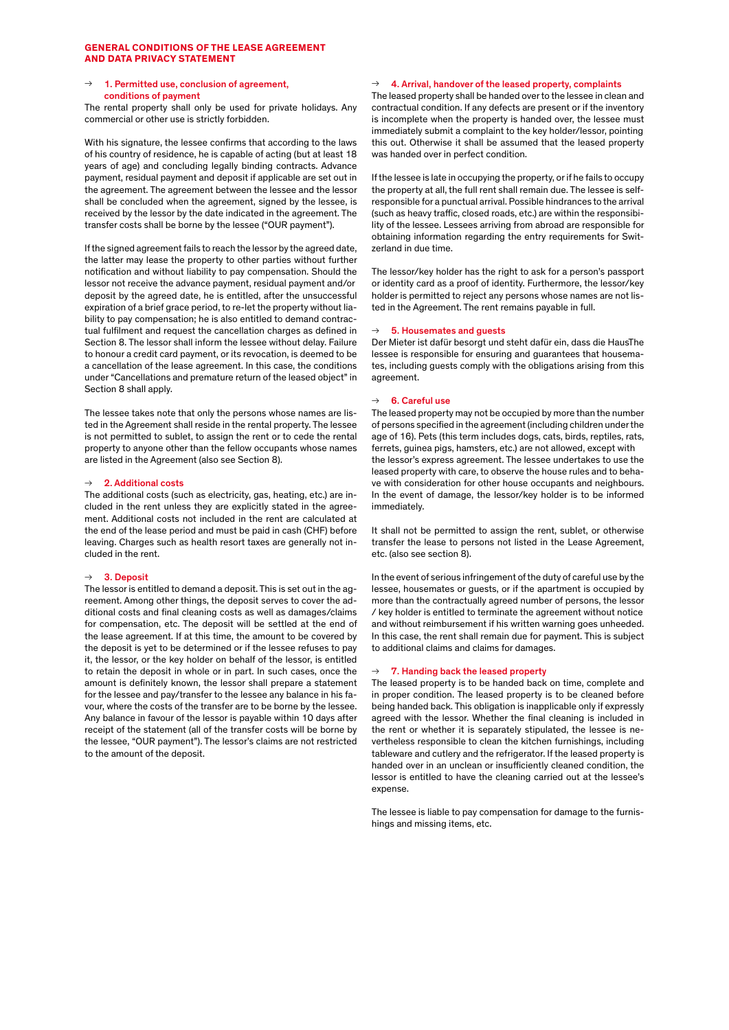## GENERAL CONDITIONS OF THE LEASE AGREEMENT AND DATA PRIVACY STATEMENT

### → 1. Permitted use, conclusion of agreement, conditions of payment

The rental property shall only be used for private holidays. Any commercial or other use is strictly forbidden.

With his signature, the lessee confirms that according to the laws of his country of residence, he is capable of acting (but at least 18 years of age) and concluding legally binding contracts. Advance payment, residual payment and deposit if applicable are set out in the agreement. The agreement between the lessee and the lessor shall be concluded when the agreement, signed by the lessee, is received by the lessor by the date indicated in the agreement. The transfer costs shall be borne by the lessee ("OUR payment").

If the signed agreement fails to reach the lessor by the agreed date, the latter may lease the property to other parties without further notification and without liability to pay compensation. Should the lessor not receive the advance payment, residual payment and/or deposit by the agreed date, he is entitled, after the unsuccessful expiration of a brief grace period, to re-let the property without liability to pay compensation; he is also entitled to demand contractual fulfilment and request the cancellation charges as defined in Section 8. The lessor shall inform the lessee without delay. Failure to honour a credit card payment, or its revocation, is deemed to be a cancellation of the lease agreement. In this case, the conditions under "Cancellations and premature return of the leased object" in Section 8 shall apply.

The lessee takes note that only the persons whose names are listed in the Agreement shall reside in the rental property. The lessee is not permitted to sublet, to assign the rent or to cede the rental property to anyone other than the fellow occupants whose names are listed in the Agreement (also see Section 8).

### → 2. Additional costs

The additional costs (such as electricity, gas, heating, etc.) are included in the rent unless they are explicitly stated in the agreement. Additional costs not included in the rent are calculated at the end of the lease period and must be paid in cash (CHF) before leaving. Charges such as health resort taxes are generally not included in the rent.

### → 3. Deposit

The lessor is entitled to demand a deposit. This is set out in the agreement. Among other things, the deposit serves to cover the additional costs and final cleaning costs as well as damages/claims for compensation, etc. The deposit will be settled at the end of the lease agreement. If at this time, the amount to be covered by the deposit is yet to be determined or if the lessee refuses to pay it, the lessor, or the key holder on behalf of the lessor, is entitled to retain the deposit in whole or in part. In such cases, once the amount is definitely known, the lessor shall prepare a statement for the lessee and pay/transfer to the lessee any balance in his favour, where the costs of the transfer are to be borne by the lessee. Any balance in favour of the lessor is payable within 10 days after receipt of the statement (all of the transfer costs will be borne by the lessee, "OUR payment"). The lessor's claims are not restricted to the amount of the deposit.

### → 4. Arrival, handover of the leased property, complaints

The leased property shall be handed over to the lessee in clean and contractual condition. If any defects are present or if the inventory is incomplete when the property is handed over, the lessee must immediately submit a complaint to the key holder/lessor, pointing this out. Otherwise it shall be assumed that the leased property was handed over in perfect condition.

If the lessee is late in occupying the property, or if he fails to occupy the property at all, the full rent shall remain due. The lessee is self-responsible for a punctual arrival. Possible hindrances to the arrival (such as heavy traffic, closed roads, etc.) are within the responsibility of the lessee. Lessees arriving from abroad are responsible for obtaining information regarding the entry requirements for Switzerland in due time.

The lessor/key holder has the right to ask for a person's passport or identity card as a proof of identity. Furthermore, the lessor/key holder is permitted to reject any persons whose names are not listed in the Agreement. The rent remains payable in full.

### → 5. Housemates and guests

Der Mieter ist dafür besorgt und steht dafür ein, dass die HausThe lessee is responsible for ensuring and guarantees that housemates, including guests comply with the obligations arising from this agreement.

### → 6. Careful use

The leased property may not be occupied by more than the number of persons specified in the agreement (including children under the age of 16). Pets (this term includes dogs, cats, birds, reptiles, rats, ferrets, guinea pigs, hamsters, etc.) are not allowed, except with the lessor's express agreement. The lessee undertakes to use the leased property with care, to observe the house rules and to behave with consideration for other house occupants and neighbours. In the event of damage, the lessor/key holder is to be informed immediately.

It shall not be permitted to assign the rent, sublet, or otherwise transfer the lease to persons not listed in the Lease Agreement, etc. (also see section 8).

In the event of serious infringement of the duty of careful use by the lessee, housemates or guests, or if the apartment is occupied by more than the contractually agreed number of persons, the lessor / key holder is entitled to terminate the agreement without notice and without reimbursement if his written warning goes unheeded. In this case, the rent shall remain due for payment. This is subject to additional claims and claims for damages.

### → 7. Handing back the leased property

The leased property is to be handed back on time, complete and in proper condition. The leased property is to be cleaned before being handed back. This obligation is inapplicable only if expressly agreed with the lessor. Whether the final cleaning is included in the rent or whether it is separately stipulated, the lessee is nevertheless responsible to clean the kitchen furnishings, including tableware and cutlery and the refrigerator. If the leased property is handed over in an unclean or insufficiently cleaned condition, the lessor is entitled to have the cleaning carried out at the lessee's expense.

The lessee is liable to pay compensation for damage to the furnishings and missing items, etc.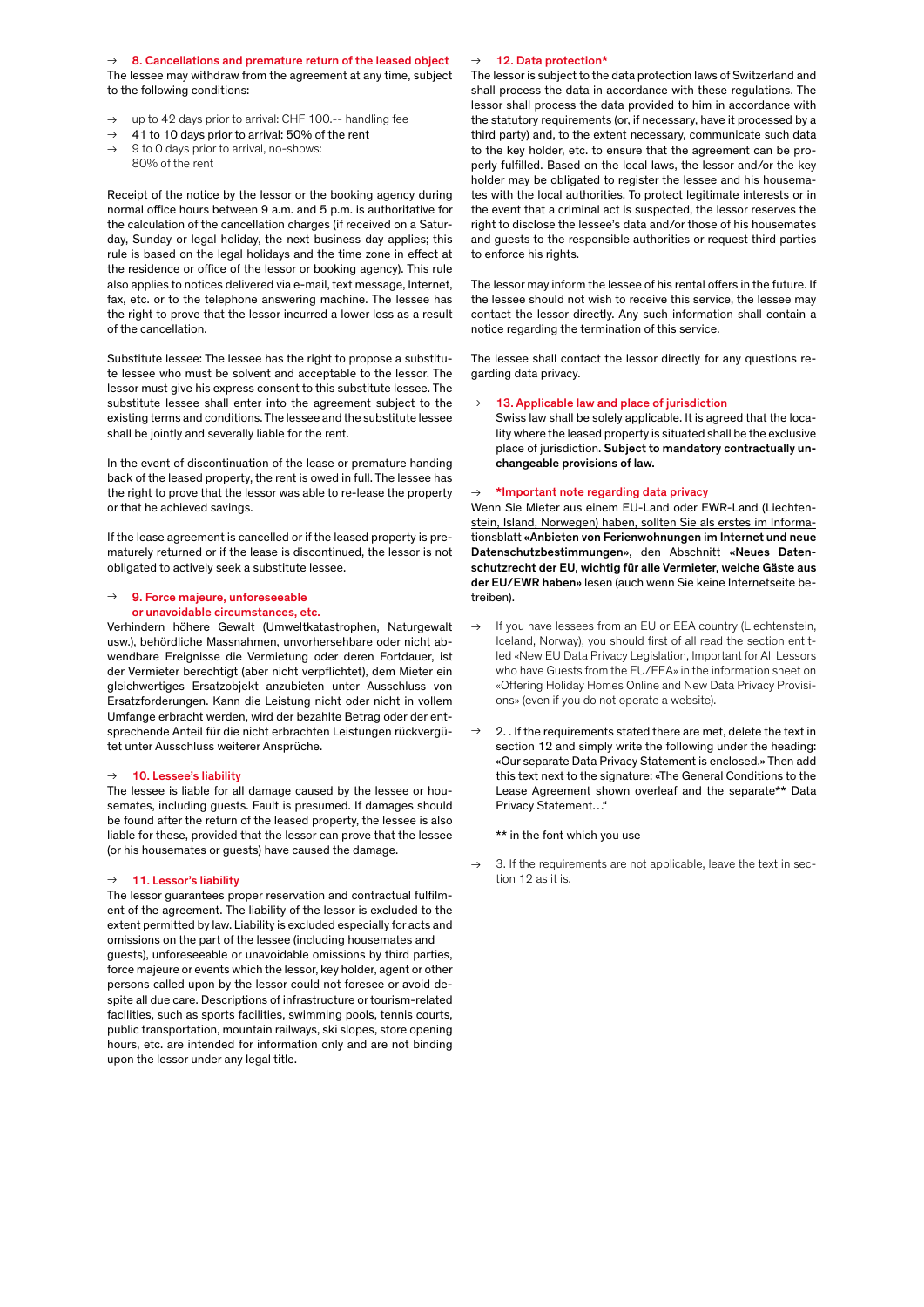### → 8. Cancellations and premature return of the leased object

The lessee may withdraw from the agreement at any time, subject to the following conditions:

- → up to 42 days prior to arrival: CHF 100.-- handling fee
- → 41 to 10 days prior to arrival: 50% of the rent
- → 9 to 0 days prior to arrival, no-shows: 80% of the rent

Receipt of the notice by the lessor or the booking agency during normal office hours between 9 a.m. and 5 p.m. is authoritative for the calculation of the cancellation charges (if received on a Saturday, Sunday or legal holiday, the next business day applies; this rule is based on the legal holidays and the time zone in effect at the residence or office of the lessor or booking agency). This rule also applies to notices delivered via e-mail, text message, Internet, fax, etc. or to the telephone answering machine. The lessee has the right to prove that the lessor incurred a lower loss as a result of the cancellation.

Substitute lessee: The lessee has the right to propose a substitute lessee who must be solvent and acceptable to the lessor. The lessor must give his express consent to this substitute lessee. The substitute lessee shall enter into the agreement subject to the existing terms and conditions. The lessee and the substitute lessee shall be jointly and severally liable for the rent.

In the event of discontinuation of the lease or premature handing back of the leased property, the rent is owed in full. The lessee has the right to prove that the lessor was able to re-lease the property or that he achieved savings.

If the lease agreement is cancelled or if the leased property is prematurely returned or if the lease is discontinued, the lessor is not obligated to actively seek a substitute lessee.

### → 9. Force majeure, unforeseeable or unavoidable circumstances, etc.

Verhindern höhere Gewalt (Umweltkatastrophen, Naturgewalt usw.), behördliche Massnahmen, unvorhersehbare oder nicht abwendbare Ereignisse die Vermietung oder deren Fortdauer, ist der Vermieter berechtigt (aber nicht verpflichtet), dem Mieter ein gleichwertiges Ersatzobjekt anzubieten unter Ausschluss von Ersatzforderungen. Kann die Leistung nicht oder nicht in vollem Umfange erbracht werden, wird der bezahlte Betrag oder der entsprechende Anteil für die nicht erbrachten Leistungen rückvergütet unter Ausschluss weiterer Ansprüche.

### → 10. Lessee's liability

The lessee is liable for all damage caused by the lessee or housemates, including guests. Fault is presumed. If damages should be found after the return of the leased property, the lessee is also liable for these, provided that the lessor can prove that the lessee (or his housemates or guests) have caused the damage.

### → 11. Lessor's liability

The lessor guarantees proper reservation and contractual fulfilment of the agreement. The liability of the lessor is excluded to the extent permitted by law. Liability is excluded especially for acts and omissions on the part of the lessee (including housemates and guests), unforeseeable or unavoidable omissions by third parties, force majeure or events which the lessor, key holder, agent or other persons called upon by the lessor could not foresee or avoid despite all due care. Descriptions of infrastructure or tourism-related facilities, such as sports facilities, swimming pools, tennis courts, public transportation, mountain railways, ski slopes, store opening hours, etc. are intended for information only and are not binding upon the lessor under any legal title.

### → 12. Data protection*

The lessor is subject to the data protection laws of Switzerland and shall process the data in accordance with these regulations. The lessor shall process the data provided to him in accordance with the statutory requirements (or, if necessary, have it processed by a third party) and, to the extent necessary, communicate such data to the key holder, etc. to ensure that the agreement can be properly fulfilled. Based on the local laws, the lessor and/or the key holder may be obligated to register the lessee and his housemates with the local authorities. To protect legitimate interests or in the event that a criminal act is suspected, the lessor reserves the right to disclose the lessee's data and/or those of his housemates and guests to the responsible authorities or request third parties to enforce his rights.

The lessor may inform the lessee of his rental offers in the future. If the lessee should not wish to receive this service, the lessee may contact the lessor directly. Any such information shall contain a notice regarding the termination of this service.

The lessee shall contact the lessor directly for any questions regarding data privacy.

### → 13. Applicable law and place of jurisdiction

Swiss law shall be solely applicable. It is agreed that the locality where the leased property is situated shall be the exclusive place of jurisdiction. **Subject to mandatory contractually unchangeable provisions of law.**

### → *Important note regarding data privacy

Wenn Sie Mieter aus einem EU-Land oder EWR-Land (Liechtenstein, Island, Norwegen) haben, sollten Sie als erstes im Informationsblatt **«Anbieten von Ferienwohnungen im Internet und neue Datenschutzbestimmungen»**, den Abschnitt **«Neues Datenschutzrecht der EU, wichtig für alle Vermieter, welche Gäste aus der EU/EWR haben»** lesen (auch wenn Sie keine Internetseite betreiben).

→ If you have lessees from an EU or EEA country (Liechtenstein, Iceland, Norway), you should first of all read the section entitled «New EU Data Privacy Legislation, Important for All Lessors who have Guests from the EU/EEA» in the information sheet on «Offering Holiday Homes Online and New Data Privacy Provisions» (even if you do not operate a website).

→ 2. . If the requirements stated there are met, delete the text in section 12 and simply write the following under the heading: «Our separate Data Privacy Statement is enclosed.» Then add this text next to the signature: «The General Conditions to the Lease Agreement shown overleaf and the separate** Data Privacy Statement…"

** in the font which you use

→ 3. If the requirements are not applicable, leave the text in section 12 as it is.